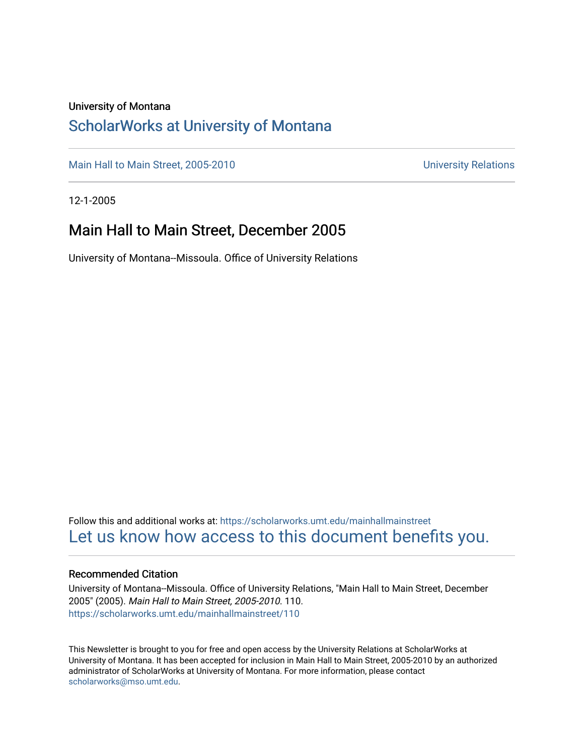University of Montana

## ScholarWorks at University of Montana

Main Hall to Main Street, 2005-2010 | University Relations

12-1-2005

# Main Hall to Main Street, December 2005

University of Montana--Missoula. Office of University Relations

Follow this and additional works at: https://scholarworks.umt.edu/mainhallmainstreet

Let us know how access to this document benefits you.

### Recommended Citation

University of Montana--Missoula. Office of University Relations, "Main Hall to Main Street, December 2005" (2005). *Main Hall to Main Street, 2005-2010*. 110.
https://scholarworks.umt.edu/mainhallmainstreet/110

This Newsletter is brought to you for free and open access by the University Relations at ScholarWorks at University of Montana. It has been accepted for inclusion in Main Hall to Main Street, 2005-2010 by an authorized administrator of ScholarWorks at University of Montana. For more information, please contact scholarworks@mso.umt.edu.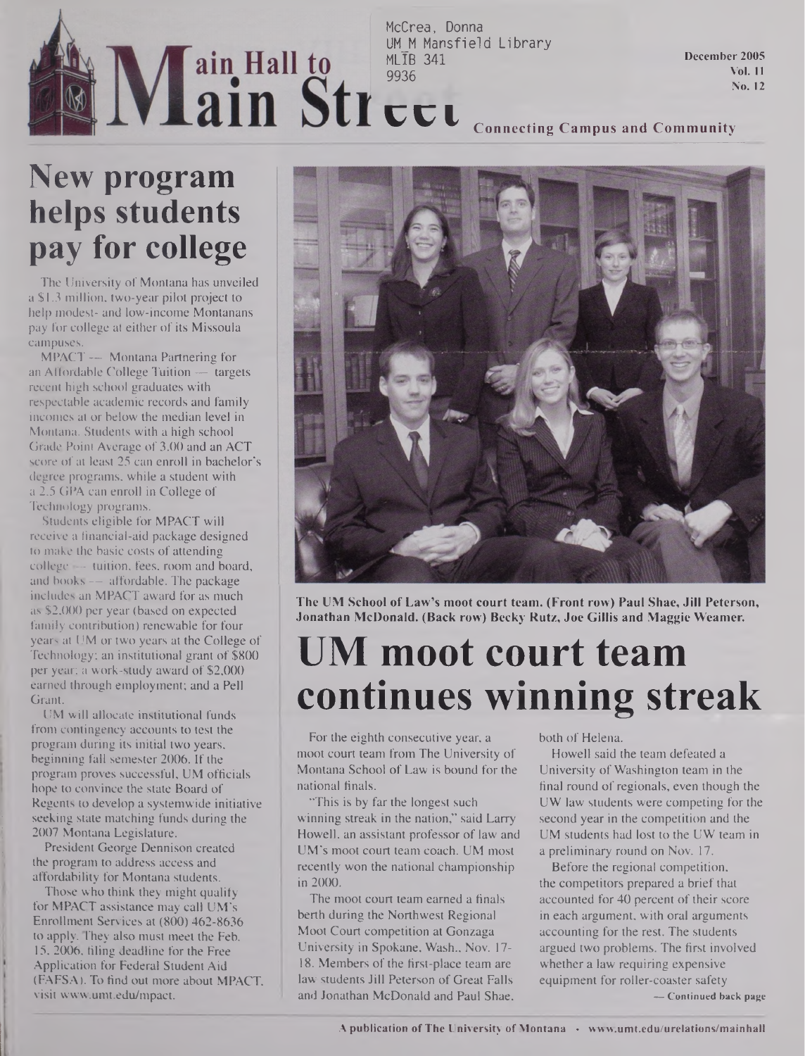McCrea, Donna
UM M Mansfield Library
MLIB 341
9936

# Main Hall to Main Street

December 2005
Vol. 11
No. 12

Connecting Campus and Community

## New program helps students pay for college

The University of Montana has unveiled a $1.3 million, two-year pilot project to help modest- and low-income Montanans pay for college at either of its Missoula campuses.

MPACT — Montana Partnering for an Affordable College Tuition — targets recent high school graduates with respectable academic records and family incomes at or below the median level in Montana. Students with a high school Grade Point Average of 3.00 and an ACT score of at least 25 can enroll in bachelor's degree programs, while a student with a 2.5 GPA can enroll in College of Technology programs.

Students eligible for MPACT will receive a financial-aid package designed to make the basic costs of attending college — tuition, fees, room and board, and books — affordable. The package includes an MPACT award for as much as $2,000 per year (based on expected family contribution) renewable for four years at UM or two years at the College of Technology; an institutional grant of $800 per year; a work-study award of $2,000 earned through employment; and a Pell Grant.

UM will allocate institutional funds from contingency accounts to test the program during its initial two years, beginning fall semester 2006. If the program proves successful, UM officials hope to convince the state Board of Regents to develop a systemwide initiative seeking state matching funds during the 2007 Montana Legislature.

President George Dennison created the program to address access and affordability for Montana students.

Those who think they might qualify for MPACT assistance may call UM's Enrollment Services at (800) 462-8636 to apply. They also must meet the Feb. 15, 2006, filing deadline for the Free Application for Federal Student Aid (FAFSA). To find out more about MPACT, visit www.umt.edu/mpact.

**The UM School of Law's moot court team. (Front row) Paul Shae, Jill Peterson, Jonathan McDonald. (Back row) Becky Rutz, Joe Gillis and Maggie Weamer.**

## UM moot court team continues winning streak

For the eighth consecutive year, a moot court team from The University of Montana School of Law is bound for the national finals.

"This is by far the longest such winning streak in the nation," said Larry Howell, an assistant professor of law and UM's moot court team coach. UM most recently won the national championship in 2000.

The moot court team earned a finals berth during the Northwest Regional Moot Court competition at Gonzaga University in Spokane, Wash., Nov. 17-18. Members of the first-place team are law students Jill Peterson of Great Falls and Jonathan McDonald and Paul Shae, both of Helena.

Howell said the team defeated a University of Washington team in the final round of regionals, even though the UW law students were competing for the second year in the competition and the UM students had lost to the UW team in a preliminary round on Nov. 17.

Before the regional competition, the competitors prepared a brief that accounted for 40 percent of their score in each argument, with oral arguments accounting for the rest. The students argued two problems. The first involved whether a law requiring expensive equipment for roller-coaster safety

— Continued back page

A publication of The University of Montana • www.umt.edu/urelations/mainhall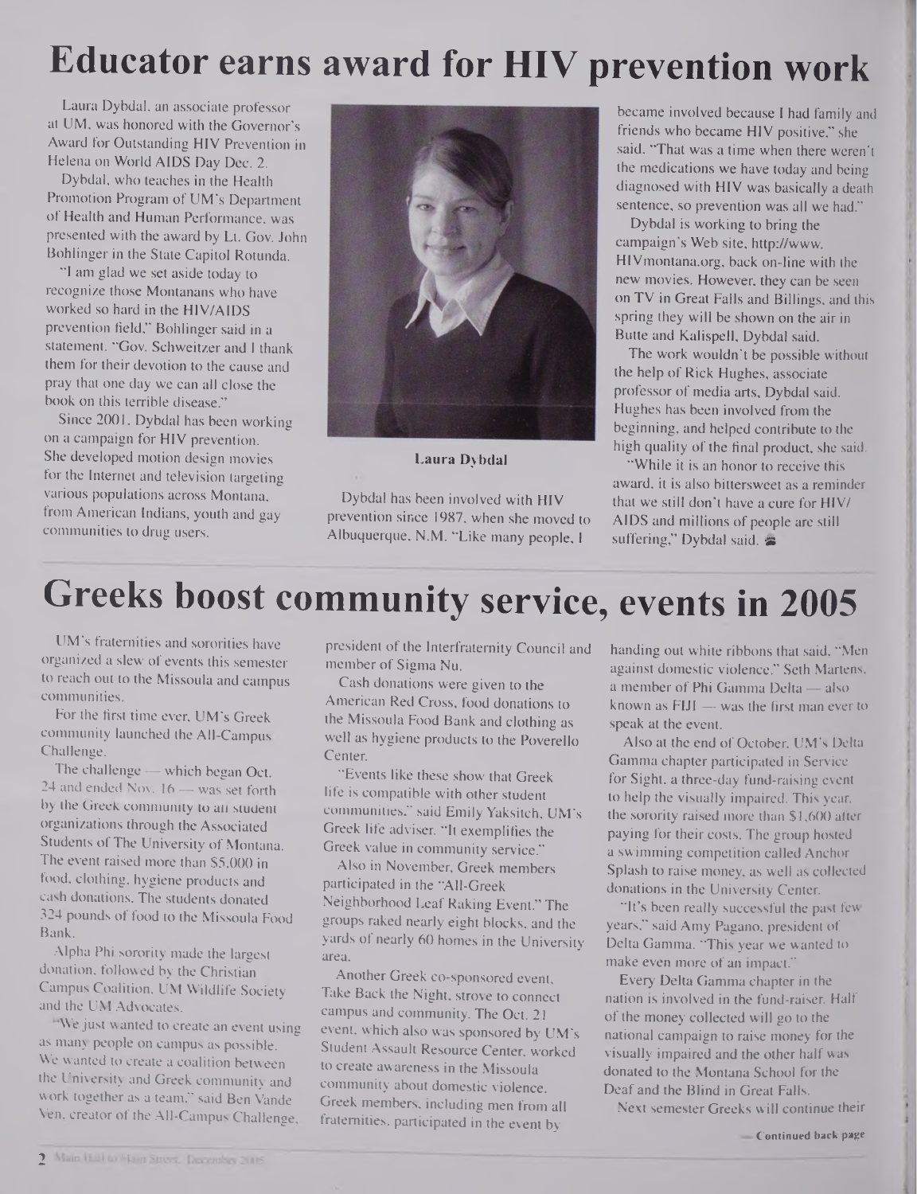# Educator earns award for HIV prevention work

Laura Dybdal, an associate professor at UM, was honored with the Governor's Award for Outstanding HIV Prevention in Helena on World AIDS Day Dec. 2.

Dybdal, who teaches in the Health Promotion Program of UM's Department of Health and Human Performance, was presented with the award by Lt. Gov. John Bohlinger in the State Capitol Rotunda.

"I am glad we set aside today to recognize those Montanans who have worked so hard in the HIV/AIDS prevention field," Bohlinger said in a statement. "Gov. Schweitzer and I thank them for their devotion to the cause and pray that one day we can all close the book on this terrible disease."

Since 2001, Dybdal has been working on a campaign for HIV prevention. She developed motion design movies for the Internet and television targeting various populations across Montana, from American Indians, youth and gay communities to drug users.

**Laura Dybdal**

Dybdal has been involved with HIV prevention since 1987, when she moved to Albuquerque, N.M. "Like many people, I became involved because I had family and friends who became HIV positive," she said. "That was a time when there weren't the medications we have today and being diagnosed with HIV was basically a death sentence, so prevention was all we had."

Dybdal is working to bring the campaign's Web site, http://www.HIVmontana.org, back on-line with the new movies. However, they can be seen on TV in Great Falls and Billings, and this spring they will be shown on the air in Butte and Kalispell, Dybdal said.

The work wouldn't be possible without the help of Rick Hughes, associate professor of media arts, Dybdal said. Hughes has been involved from the beginning, and helped contribute to the high quality of the final product, she said.

"While it is an honor to receive this award, it is also bittersweet as a reminder that we still don't have a cure for HIV/AIDS and millions of people are still suffering," Dybdal said.

# Greeks boost community service, events in 2005

UM's fraternities and sororities have organized a slew of events this semester to reach out to the Missoula and campus communities.

For the first time ever, UM's Greek community launched the All-Campus Challenge.

The challenge — which began Oct. 24 and ended Nov. 16 — was set forth by the Greek community to all student organizations through the Associated Students of The University of Montana. The event raised more than $5,000 in food, clothing, hygiene products and cash donations. The students donated 324 pounds of food to the Missoula Food Bank.

Alpha Phi sorority made the largest donation, followed by the Christian Campus Coalition, UM Wildlife Society and the UM Advocates.

"We just wanted to create an event using as many people on campus as possible. We wanted to create a coalition between the University and Greek community and work together as a team," said Ben Vande Ven, creator of the All-Campus Challenge, president of the Interfraternity Council and member of Sigma Nu.

Cash donations were given to the American Red Cross, food donations to the Missoula Food Bank and clothing as well as hygiene products to the Poverello Center.

"Events like these show that Greek life is compatible with other student communities," said Emily Yaksitch, UM's Greek life adviser. "It exemplifies the Greek value in community service."

Also in November, Greek members participated in the "All-Greek Neighborhood Leaf Raking Event." The groups raked nearly eight blocks, and the yards of nearly 60 homes in the University area.

Another Greek co-sponsored event, Take Back the Night, strove to connect campus and community. The Oct. 21 event, which also was sponsored by UM's Student Assault Resource Center, worked to create awareness in the Missoula community about domestic violence. Greek members, including men from all fraternities, participated in the event by handing out white ribbons that said, "Men against domestic violence." Seth Martens, a member of Phi Gamma Delta — also known as FIJI — was the first man ever to speak at the event.

Also at the end of October, UM's Delta Gamma chapter participated in Service for Sight, a three-day fund-raising event to help the visually impaired. This year, the sorority raised more than $1,600 after paying for their costs. The group hosted a swimming competition called Anchor Splash to raise money, as well as collected donations in the University Center.

"It's been really successful the past few years," said Amy Pagano, president of Delta Gamma. "This year we wanted to make even more of an impact."

Every Delta Gamma chapter in the nation is involved in the fund-raiser. Half of the money collected will go to the national campaign to raise money for the visually impaired and the other half was donated to the Montana School for the Deaf and the Blind in Great Falls.

Next semester Greeks will continue their

— Continued back page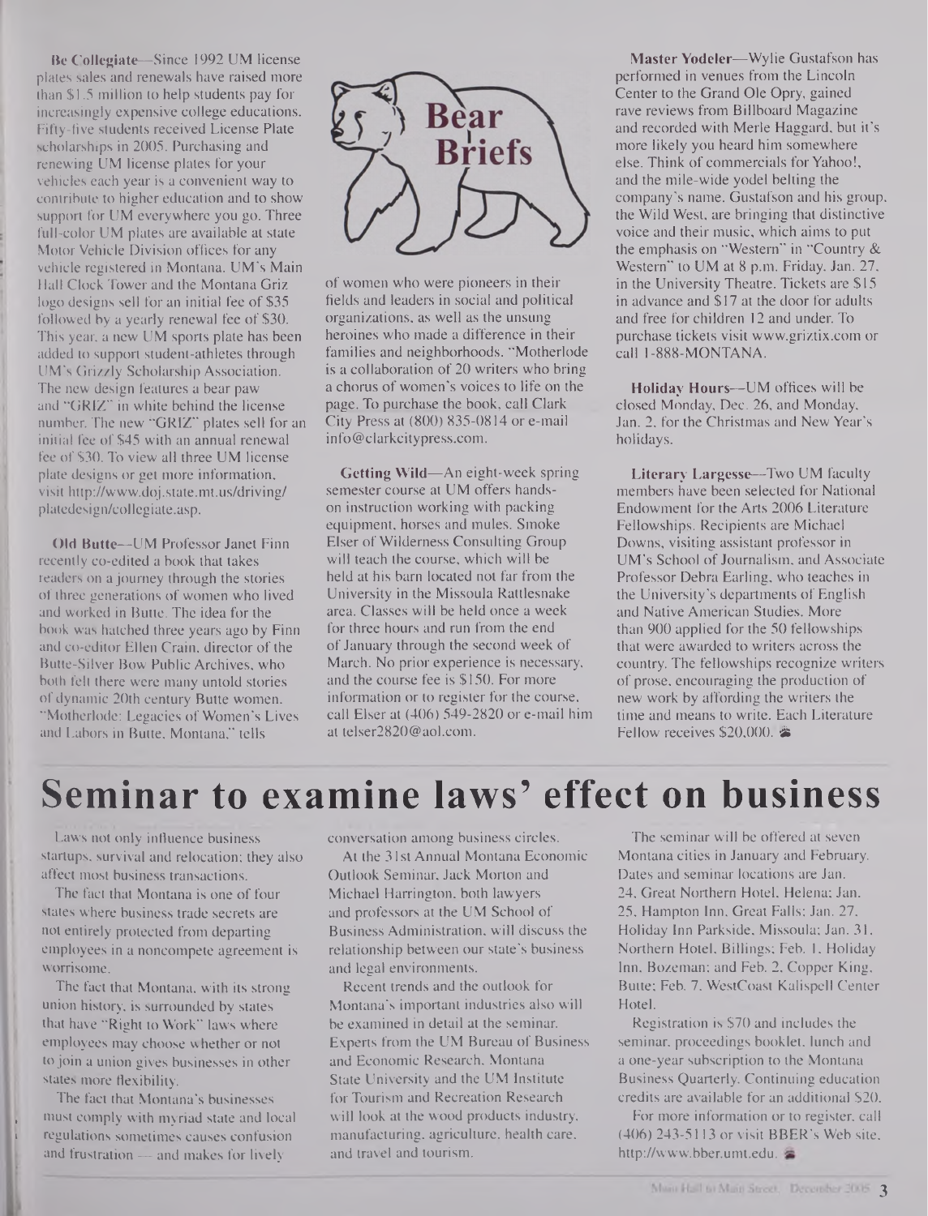## Bear Briefs

**Be Collegiate**—Since 1992 UM license plates sales and renewals have raised more than $1.5 million to help students pay for increasingly expensive college educations. Fifty-five students received License Plate scholarships in 2005. Purchasing and renewing UM license plates for your vehicles each year is a convenient way to contribute to higher education and to show support for UM everywhere you go. Three full-color UM plates are available at state Motor Vehicle Division offices for any vehicle registered in Montana. UM's Main Hall Clock Tower and the Montana Griz logo designs sell for an initial fee of $35 followed by a yearly renewal fee of $30. This year, a new UM sports plate has been added to support student-athletes through UM's Grizzly Scholarship Association. The new design features a bear paw and "GRIZ" in white behind the license number. The new "GRIZ" plates sell for an initial fee of $45 with an annual renewal fee of $30. To view all three UM license plate designs or get more information, visit http://www.doj.state.mt.us/driving/platedesign/collegiate.asp.

**Old Butte**—UM Professor Janet Finn recently co-edited a book that takes readers on a journey through the stories of three generations of women who lived and worked in Butte. The idea for the book was hatched three years ago by Finn and co-editor Ellen Crain, director of the Butte-Silver Bow Public Archives, who both felt there were many untold stories of dynamic 20th century Butte women. "Motherlode: Legacies of Women's Lives and Labors in Butte, Montana," tells of women who were pioneers in their fields and leaders in social and political organizations, as well as the unsung heroines who made a difference in their families and neighborhoods. "Motherlode is a collaboration of 20 writers who bring a chorus of women's voices to life on the page. To purchase the book, call Clark City Press at (800) 835-0814 or e-mail info@clarkcitypress.com.

**Getting Wild**—An eight-week spring semester course at UM offers hands-on instruction working with packing equipment, horses and mules. Smoke Elser of Wilderness Consulting Group will teach the course, which will be held at his barn located not far from the University in the Missoula Rattlesnake area. Classes will be held once a week for three hours and run from the end of January through the second week of March. No prior experience is necessary, and the course fee is $150. For more information or to register for the course, call Elser at (406) 549-2820 or e-mail him at telser2820@aol.com.

**Master Yodeler**—Wylie Gustafson has performed in venues from the Lincoln Center to the Grand Ole Opry, gained rave reviews from Billboard Magazine and recorded with Merle Haggard, but it's more likely you heard him somewhere else. Think of commercials for Yahoo!, and the mile-wide yodel belting the company's name. Gustafson and his group, the Wild West, are bringing that distinctive voice and their music, which aims to put the emphasis on "Western" in "Country & Western" to UM at 8 p.m. Friday, Jan. 27, in the University Theatre. Tickets are $15 in advance and $17 at the door for adults and free for children 12 and under. To purchase tickets visit www.griztix.com or call 1-888-MONTANA.

**Holiday Hours**—UM offices will be closed Monday, Dec. 26, and Monday, Jan. 2, for the Christmas and New Year's holidays.

**Literary Largesse**—Two UM faculty members have been selected for National Endowment for the Arts 2006 Literature Fellowships. Recipients are Michael Downs, visiting assistant professor in UM's School of Journalism, and Associate Professor Debra Earling, who teaches in the University's departments of English and Native American Studies. More than 900 applied for the 50 fellowships that were awarded to writers across the country. The fellowships recognize writers of prose, encouraging the production of new work by affording the writers the time and means to write. Each Literature Fellow receives $20,000.

# Seminar to examine laws' effect on business

Laws not only influence business startups, survival and relocation; they also affect most business transactions.

The fact that Montana is one of four states where business trade secrets are not entirely protected from departing employees in a noncompete agreement is worrisome.

The fact that Montana, with its strong union history, is surrounded by states that have "Right to Work" laws where employees may choose whether or not to join a union gives businesses in other states more flexibility.

The fact that Montana's businesses must comply with myriad state and local regulations sometimes causes confusion and frustration — and makes for lively conversation among business circles.

At the 31st Annual Montana Economic Outlook Seminar, Jack Morton and Michael Harrington, both lawyers and professors at the UM School of Business Administration, will discuss the relationship between our state's business and legal environments.

Recent trends and the outlook for Montana's important industries also will be examined in detail at the seminar. Experts from the UM Bureau of Business and Economic Research, Montana State University and the UM Institute for Tourism and Recreation Research will look at the wood products industry, manufacturing, agriculture, health care, and travel and tourism.

The seminar will be offered at seven Montana cities in January and February. Dates and seminar locations are Jan. 24, Great Northern Hotel, Helena; Jan. 25, Hampton Inn, Great Falls; Jan. 27, Holiday Inn Parkside, Missoula; Jan. 31, Northern Hotel, Billings; Feb. 1, Holiday Inn, Bozeman; and Feb. 2, Copper King, Butte; Feb. 7, WestCoast Kalispell Center Hotel.

Registration is $70 and includes the seminar, proceedings booklet, lunch and a one-year subscription to the Montana Business Quarterly. Continuing education credits are available for an additional $20.

For more information or to register, call (406) 243-5113 or visit BBER's Web site, http://www.bber.umt.edu.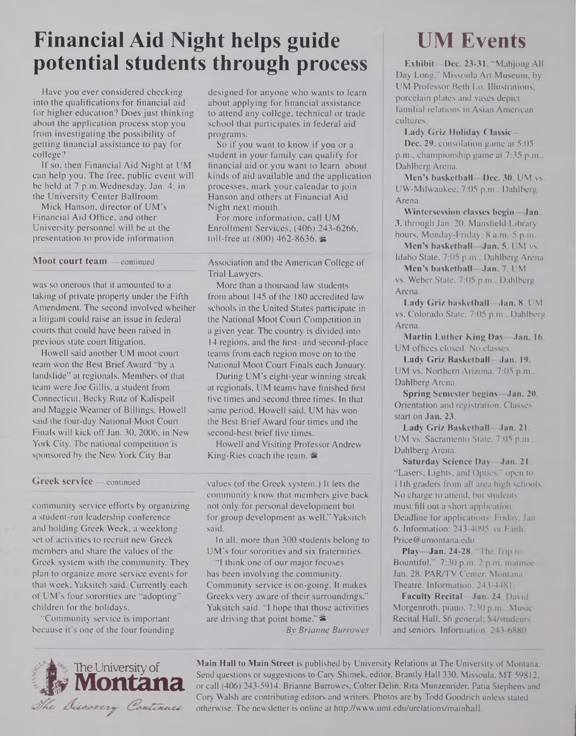# Financial Aid Night helps guide potential students through process

Have you ever considered checking into the qualifications for financial aid for higher education? Does just thinking about the application process stop you from investigating the possibility of getting financial assistance to pay for college?

If so, then Financial Aid Night at UM can help you. The free, public event will be held at 7 p.m. Wednesday, Jan. 4, in the University Center Ballroom.

Mick Hanson, director of UM's Financial Aid Office, and other University personnel will be at the presentation to provide information designed for anyone who wants to learn about applying for financial assistance to attend any college, technical or trade school that participates in federal aid programs.

So if you want to know if you or a student in your family can qualify for financial aid or you want to learn about kinds of aid available and the application processes, mark your calendar to join Hanson and others at Financial Aid Night next month.

For more information, call UM Enrollment Services, (406) 243-6266, toll-free at (800) 462-8636.

**Moot court team** — continued

was so onerous that it amounted to a taking of private property under the Fifth Amendment. The second involved whether a litigant could raise an issue in federal courts that could have been raised in previous state court litigation.

Howell said another UM moot court team won the Best Brief Award "by a landslide" at regionals. Members of that team were Joe Gillis, a student from Connecticut, Becky Rutz of Kalispell and Maggie Weamer of Billings. Howell said the four-day National Moot Court Finals will kick off Jan. 30, 2006, in New York City. The national competition is sponsored by the New York City Bar Association and the American College of Trial Lawyers.

More than a thousand law students from about 145 of the 180 accredited law schools in the United States participate in the National Moot Court Competition in a given year. The country is divided into 14 regions, and the first- and second-place teams from each region move on to the National Moot Court Finals each January.

During UM's eight-year winning streak at regionals, UM teams have finished first five times and second three times. In that same period, Howell said, UM has won the Best Brief Award four times and the second-best brief five times.

Howell and Visiting Professor Andrew King-Ries coach the team.

**Greek service** — continued

community service efforts by organizing a student-run leadership conference and holding Greek Week, a weeklong set of activities to recruit new Greek members and share the values of the Greek system with the community. They plan to organize more service events for that week, Yaksitch said. Currently each of UM's four sororities are "adopting" children for the holidays.

"Community service is important because it's one of the four founding values (of the Greek system.) It lets the community know that members give back not only for personal development but for group development as well," Yaksitch said.

In all, more than 300 students belong to UM's four sororities and six fraternities.

"I think one of our major focuses has been involving the community. Community service is on-going. It makes Greeks very aware of their surroundings," Yaksitch said. "I hope that those activities are driving that point home."

*—By Brianne Burrowes*

# UM Events

**Exhibit—Dec. 23-31**, "Mahjong All Day Long," Missoula Art Museum, by UM Professor Beth Lo. Illustrations, porcelain plates and vases depict familial relations in Asian American cultures.

**Lady Griz Holiday Classic—Dec. 29**, consolation game at 5:05 p.m., championship game at 7:35 p.m., Dahlberg Arena.

**Men's basketball—Dec. 30**, UM vs. UW-Milwaukee, 7:05 p.m., Dahlberg Arena.

**Wintersession classes begin—Jan. 3**, through Jan. 20. Mansfield Library hours, Monday-Friday: 8 a.m.-5 p.m.

**Men's basketball—Jan. 5**, UM vs. Idaho State, 7:05 p.m., Dahlberg Arena.

**Men's basketball—Jan. 7**, UM vs. Weber State, 7:05 p.m., Dahlberg Arena.

**Lady Griz basketball—Jan. 8**, UM vs. Colorado State, 7:05 p.m., Dahlberg Arena.

**Martin Luther King Day—Jan. 16**. UM offices closed. No classes.

**Lady Griz Basketball—Jan. 19**. UM vs. Northern Arizona, 7:05 p.m., Dahlberg Arena.

**Spring Semester begins—Jan. 20**. Orientation and registration. Classes start on **Jan. 23**.

**Lady Griz Basketball—Jan. 21**. UM vs. Sacramento State, 7:05 p.m., Dahlberg Arena.

**Saturday Science Day—Jan. 21**. "Lasers, Lights, and Optics," open to 11th graders from all area high schools. No charge to attend, but students must fill out a short application. Deadline for applications: Friday, Jan. 6. Information: 243-4095, or Faith.Price@umontana.edu

**Play—Jan. 24-28**, "The Trip to Bountiful," 7:30 p.m. 2 p.m. matinee Jan. 28. PAR/TV Center, Montana Theatre. Information: 243-4481.

**Faculty Recital—Jan. 24**, David Morgenroth, piano, 7:30 p.m., Music Recital Hall, $6 general; $4/students and seniors. Information: 243-6880.

The University of Montana
The Discovery Continues

**Main Hall to Main Street** is published by University Relations at The University of Montana. Send questions or suggestions to Cary Shimek, editor, Brantly Hall 330, Missoula, MT 59812, or call (406) 243-5914. Brianne Burrowes, Colter Delin, Rita Munzenrider, Patia Stephens and Cory Walsh are contributing editors and writers. Photos are by Todd Goodrich unless stated otherwise. The newsletter is online at http://www.umt.edu/urelations/mainhall.